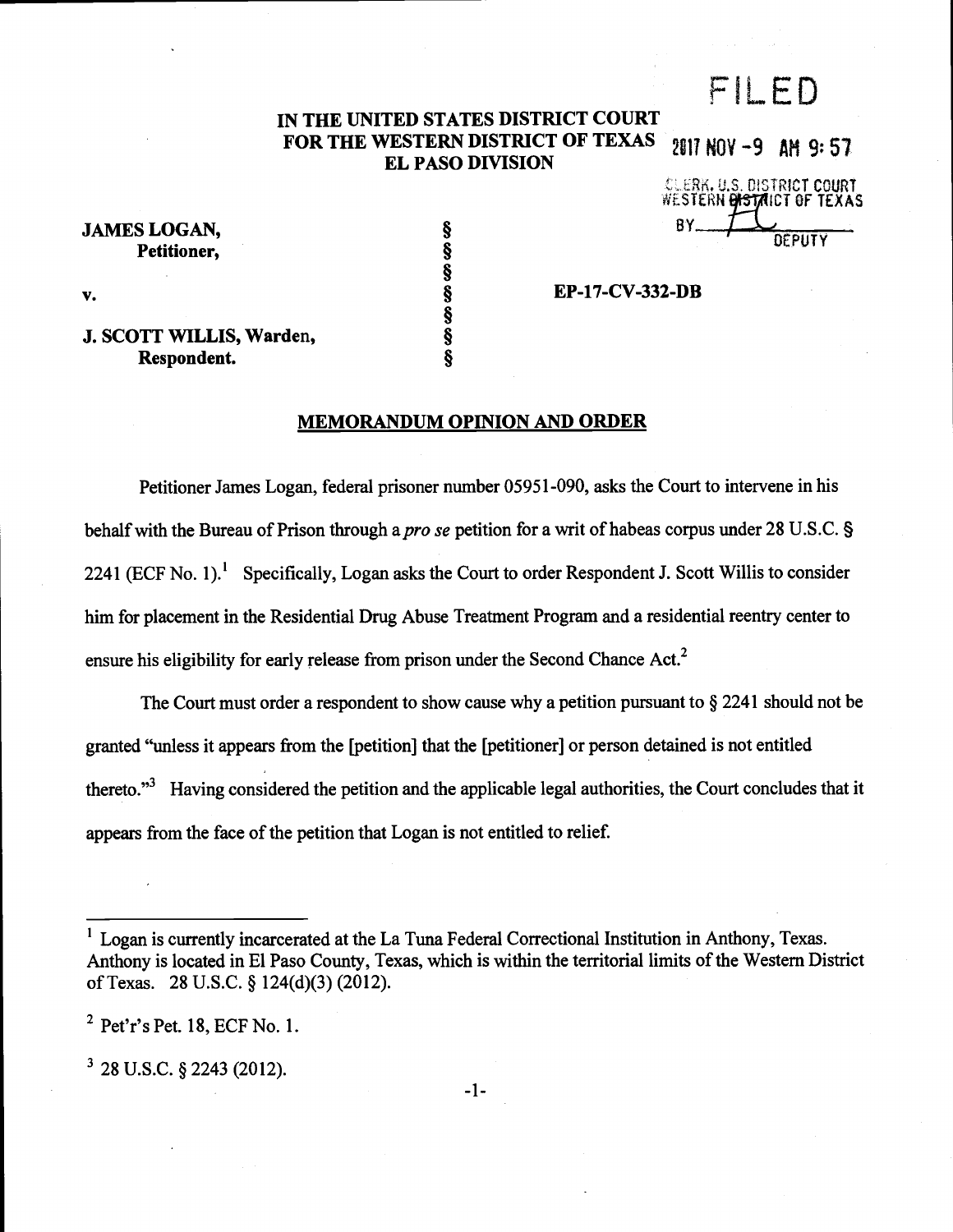FILED

2017 NOV -9 AM 9:57

CLERK, U.S. DISTRICT COURT
WESTERN DISTRICT OF TEXAS
BY ________ DEPUTY

**IN THE UNITED STATES DISTRICT COURT**
**FOR THE WESTERN DISTRICT OF TEXAS**
**EL PASO DIVISION**

**JAMES LOGAN,**
**Petitioner,**

**v.**

**J. SCOTT WILLIS, Warden,**
**Respondent.**

§
§
§
§
§
§
§

**EP-17-CV-332-DB**

**MEMORANDUM OPINION AND ORDER**

Petitioner James Logan, federal prisoner number 05951-090, asks the Court to intervene in his behalf with the Bureau of Prison through a *pro se* petition for a writ of habeas corpus under 28 U.S.C. § 2241 (ECF No. 1).[1] Specifically, Logan asks the Court to order Respondent J. Scott Willis to consider him for placement in the Residential Drug Abuse Treatment Program and a residential reentry center to ensure his eligibility for early release from prison under the Second Chance Act.[2]

The Court must order a respondent to show cause why a petition pursuant to § 2241 should not be granted "unless it appears from the [petition] that the [petitioner] or person detained is not entitled thereto."[3] Having considered the petition and the applicable legal authorities, the Court concludes that it appears from the face of the petition that Logan is not entitled to relief.

---

[1] Logan is currently incarcerated at the La Tuna Federal Correctional Institution in Anthony, Texas. Anthony is located in El Paso County, Texas, which is within the territorial limits of the Western District of Texas. 28 U.S.C. § 124(d)(3) (2012).

[2] Pet'r's Pet. 18, ECF No. 1.

[3] 28 U.S.C. § 2243 (2012).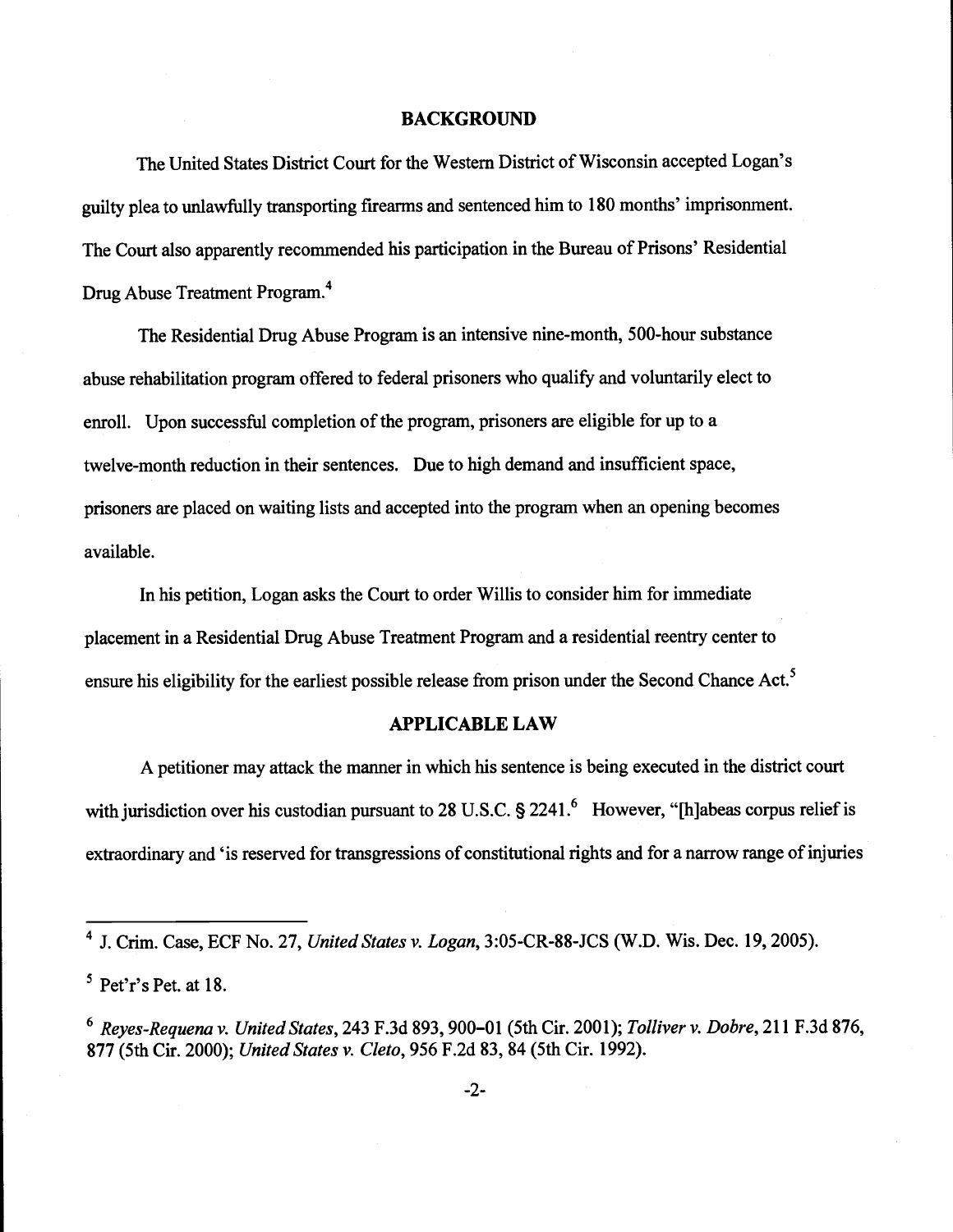## BACKGROUND

The United States District Court for the Western District of Wisconsin accepted Logan's guilty plea to unlawfully transporting firearms and sentenced him to 180 months' imprisonment. The Court also apparently recommended his participation in the Bureau of Prisons' Residential Drug Abuse Treatment Program.[4]

The Residential Drug Abuse Program is an intensive nine-month, 500-hour substance abuse rehabilitation program offered to federal prisoners who qualify and voluntarily elect to enroll. Upon successful completion of the program, prisoners are eligible for up to a twelve-month reduction in their sentences. Due to high demand and insufficient space, prisoners are placed on waiting lists and accepted into the program when an opening becomes available.

In his petition, Logan asks the Court to order Willis to consider him for immediate placement in a Residential Drug Abuse Treatment Program and a residential reentry center to ensure his eligibility for the earliest possible release from prison under the Second Chance Act.[5]

## APPLICABLE LAW

A petitioner may attack the manner in which his sentence is being executed in the district court with jurisdiction over his custodian pursuant to 28 U.S.C. § 2241.[6] However, "[h]abeas corpus relief is extraordinary and 'is reserved for transgressions of constitutional rights and for a narrow range of injuries

---

[4] J. Crim. Case, ECF No. 27, *United States v. Logan*, 3:05-CR-88-JCS (W.D. Wis. Dec. 19, 2005).

[5] Pet'r's Pet. at 18.

[6] *Reyes-Requena v. United States*, 243 F.3d 893, 900–01 (5th Cir. 2001); *Tolliver v. Dobre*, 211 F.3d 876, 877 (5th Cir. 2000); *United States v. Cleto*, 956 F.2d 83, 84 (5th Cir. 1992).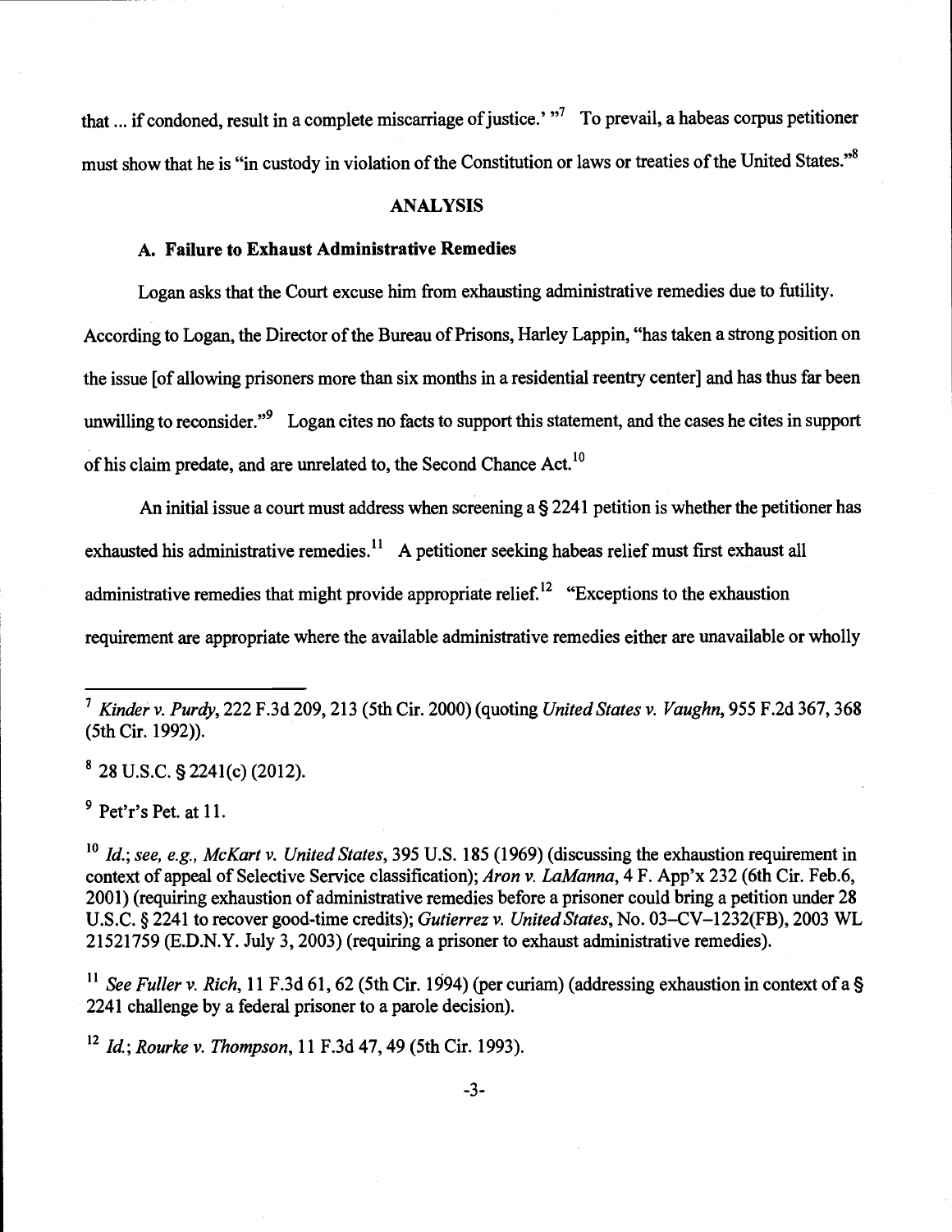that ... if condoned, result in a complete miscarriage of justice.' "[7] To prevail, a habeas corpus petitioner must show that he is "in custody in violation of the Constitution or laws or treaties of the United States."[8]

## ANALYSIS

### A. Failure to Exhaust Administrative Remedies

Logan asks that the Court excuse him from exhausting administrative remedies due to futility. According to Logan, the Director of the Bureau of Prisons, Harley Lappin, "has taken a strong position on the issue [of allowing prisoners more than six months in a residential reentry center] and has thus far been unwilling to reconsider."[9] Logan cites no facts to support this statement, and the cases he cites in support of his claim predate, and are unrelated to, the Second Chance Act.[10]

An initial issue a court must address when screening a § 2241 petition is whether the petitioner has exhausted his administrative remedies.[11] A petitioner seeking habeas relief must first exhaust all administrative remedies that might provide appropriate relief.[12] "Exceptions to the exhaustion requirement are appropriate where the available administrative remedies either are unavailable or wholly

---

[7] *Kinder v. Purdy*, 222 F.3d 209, 213 (5th Cir. 2000) (quoting *United States v. Vaughn*, 955 F.2d 367, 368 (5th Cir. 1992)).

[8] 28 U.S.C. § 2241(c) (2012).

[9] Pet'r's Pet. at 11.

[10] *Id.*; *see, e.g., McKart v. United States*, 395 U.S. 185 (1969) (discussing the exhaustion requirement in context of appeal of Selective Service classification); *Aron v. LaManna*, 4 F. App'x 232 (6th Cir. Feb.6, 2001) (requiring exhaustion of administrative remedies before a prisoner could bring a petition under 28 U.S.C. § 2241 to recover good-time credits); *Gutierrez v. United States*, No. 03–CV–1232(FB), 2003 WL 21521759 (E.D.N.Y. July 3, 2003) (requiring a prisoner to exhaust administrative remedies).

[11] *See Fuller v. Rich*, 11 F.3d 61, 62 (5th Cir. 1994) (per curiam) (addressing exhaustion in context of a § 2241 challenge by a federal prisoner to a parole decision).

[12] *Id.*; *Rourke v. Thompson*, 11 F.3d 47, 49 (5th Cir. 1993).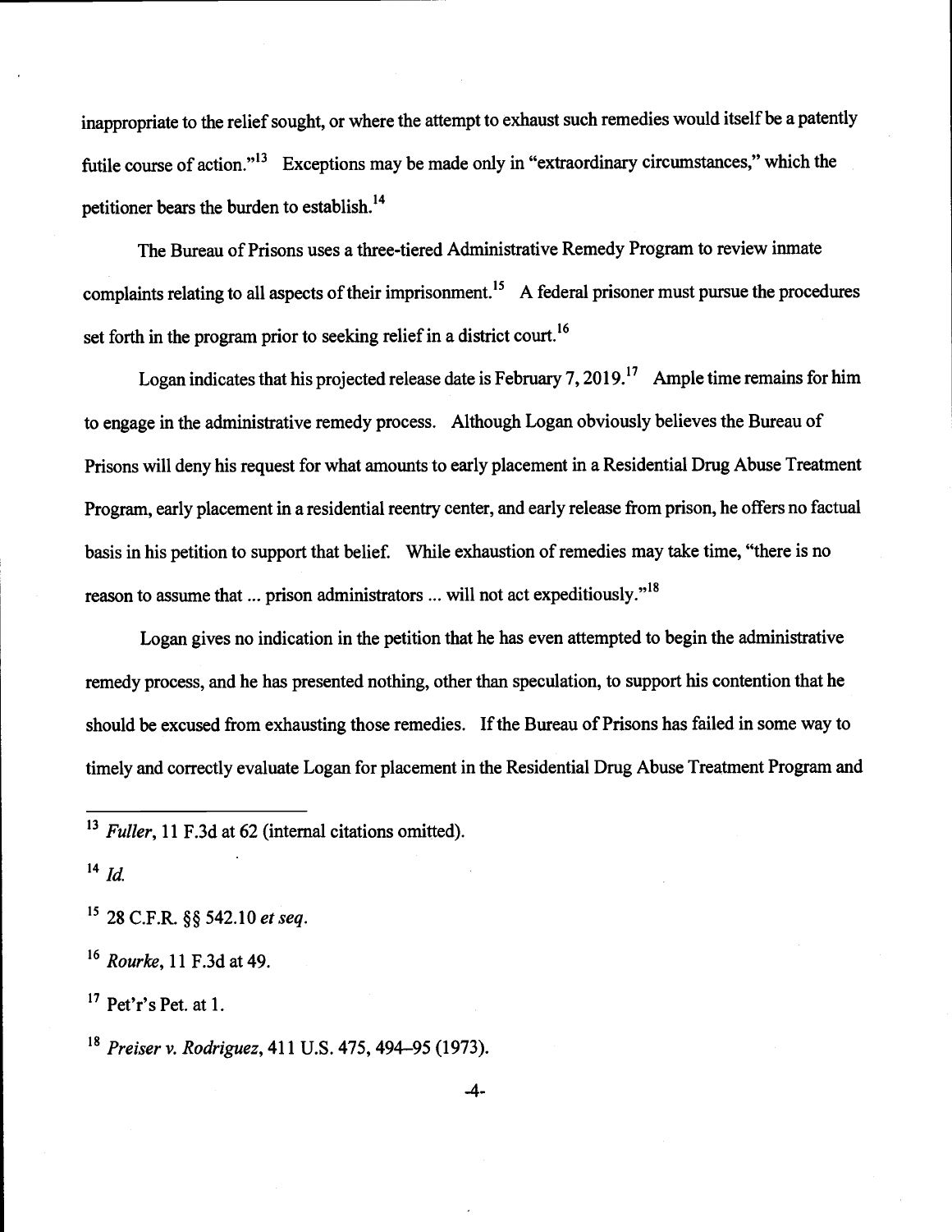inappropriate to the relief sought, or where the attempt to exhaust such remedies would itself be a patently futile course of action."[13] Exceptions may be made only in "extraordinary circumstances," which the petitioner bears the burden to establish.[14]

The Bureau of Prisons uses a three-tiered Administrative Remedy Program to review inmate complaints relating to all aspects of their imprisonment.[15] A federal prisoner must pursue the procedures set forth in the program prior to seeking relief in a district court.[16]

Logan indicates that his projected release date is February 7, 2019.[17] Ample time remains for him to engage in the administrative remedy process. Although Logan obviously believes the Bureau of Prisons will deny his request for what amounts to early placement in a Residential Drug Abuse Treatment Program, early placement in a residential reentry center, and early release from prison, he offers no factual basis in his petition to support that belief. While exhaustion of remedies may take time, "there is no reason to assume that ... prison administrators ... will not act expeditiously."[18]

Logan gives no indication in the petition that he has even attempted to begin the administrative remedy process, and he has presented nothing, other than speculation, to support his contention that he should be excused from exhausting those remedies. If the Bureau of Prisons has failed in some way to timely and correctly evaluate Logan for placement in the Residential Drug Abuse Treatment Program and

---

[13] *Fuller*, 11 F.3d at 62 (internal citations omitted).

[14] *Id.*

[15] 28 C.F.R. §§ 542.10 *et seq*.

[16] *Rourke*, 11 F.3d at 49.

[17] Pet'r's Pet. at 1.

[18] *Preiser v. Rodriguez*, 411 U.S. 475, 494–95 (1973).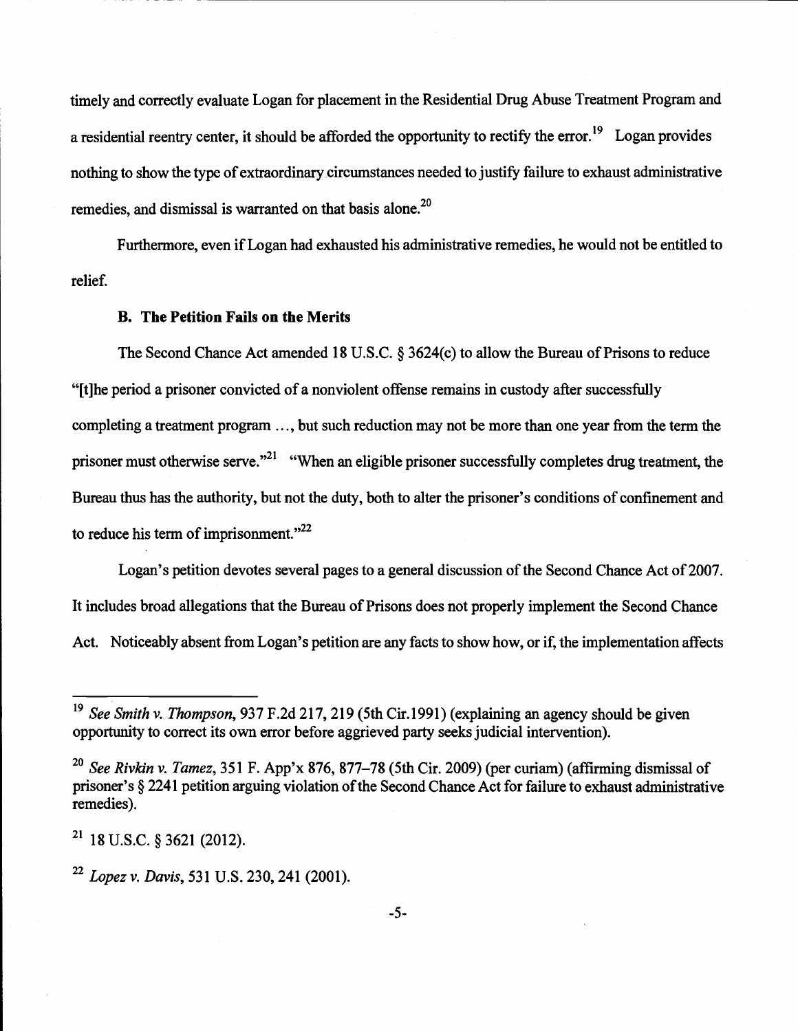timely and correctly evaluate Logan for placement in the Residential Drug Abuse Treatment Program and a residential reentry center, it should be afforded the opportunity to rectify the error.[19] Logan provides nothing to show the type of extraordinary circumstances needed to justify failure to exhaust administrative remedies, and dismissal is warranted on that basis alone.[20]

Furthermore, even if Logan had exhausted his administrative remedies, he would not be entitled to relief.

### B. The Petition Fails on the Merits

The Second Chance Act amended 18 U.S.C. § 3624(c) to allow the Bureau of Prisons to reduce "[t]he period a prisoner convicted of a nonviolent offense remains in custody after successfully completing a treatment program ..., but such reduction may not be more than one year from the term the prisoner must otherwise serve."[21] "When an eligible prisoner successfully completes drug treatment, the Bureau thus has the authority, but not the duty, both to alter the prisoner's conditions of confinement and to reduce his term of imprisonment."[22]

Logan's petition devotes several pages to a general discussion of the Second Chance Act of 2007. It includes broad allegations that the Bureau of Prisons does not properly implement the Second Chance Act. Noticeably absent from Logan's petition are any facts to show how, or if, the implementation affects

---

[19] *See Smith v. Thompson*, 937 F.2d 217, 219 (5th Cir.1991) (explaining an agency should be given opportunity to correct its own error before aggrieved party seeks judicial intervention).

[20] *See Rivkin v. Tamez*, 351 F. App'x 876, 877–78 (5th Cir. 2009) (per curiam) (affirming dismissal of prisoner's § 2241 petition arguing violation of the Second Chance Act for failure to exhaust administrative remedies).

[21] 18 U.S.C. § 3621 (2012).

[22] *Lopez v. Davis*, 531 U.S. 230, 241 (2001).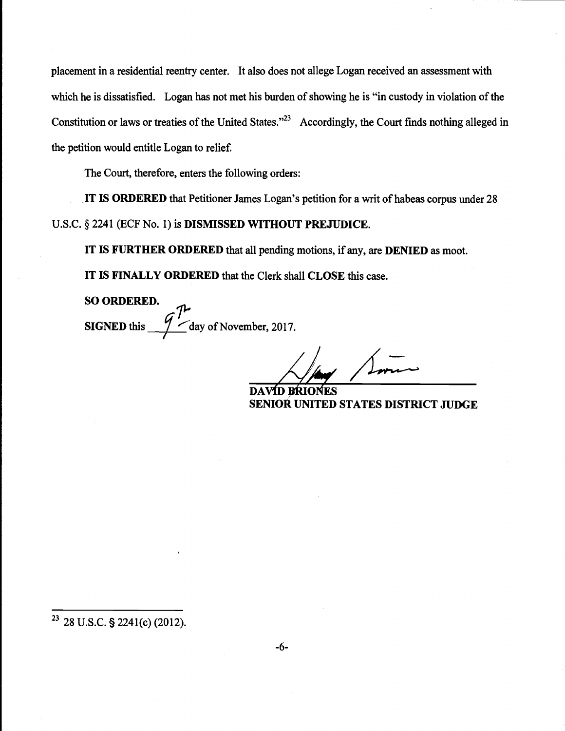placement in a residential reentry center. It also does not allege Logan received an assessment with which he is dissatisfied. Logan has not met his burden of showing he is "in custody in violation of the Constitution or laws or treaties of the United States."[23] Accordingly, the Court finds nothing alleged in the petition would entitle Logan to relief.

The Court, therefore, enters the following orders:

**IT IS ORDERED** that Petitioner James Logan's petition for a writ of habeas corpus under 28 U.S.C. § 2241 (ECF No. 1) is **DISMISSED WITHOUT PREJUDICE.**

**IT IS FURTHER ORDERED** that all pending motions, if any, are **DENIED** as moot.

**IT IS FINALLY ORDERED** that the Clerk shall **CLOSE** this case.

**SO ORDERED.**

**SIGNED** this 9th day of November, 2017.

**DAVID BRIONES**
**SENIOR UNITED STATES DISTRICT JUDGE**

---

[23] 28 U.S.C. § 2241(c) (2012).